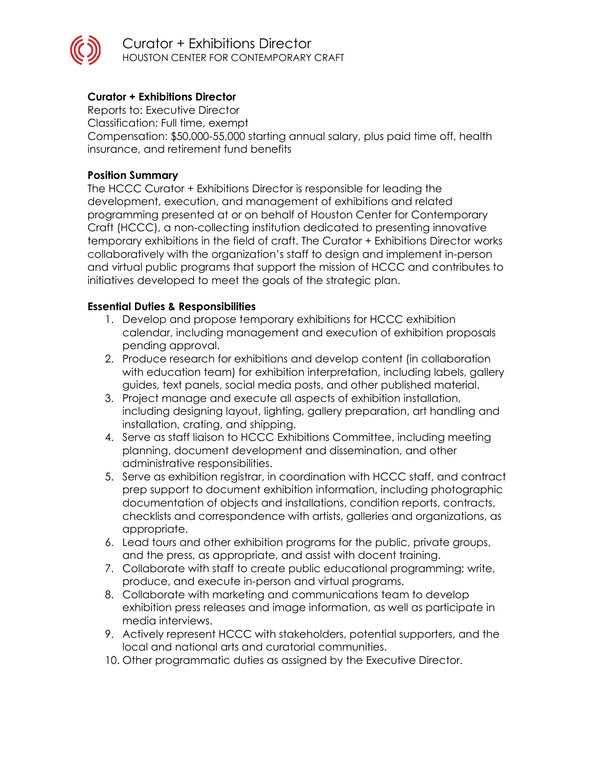# Curator + Exhibitions Director

HOUSTON CENTER FOR CONTEMPORARY CRAFT

**Curator + Exhibitions Director**

Reports to: Executive Director
Classification: Full time, exempt
Compensation: $50,000-55,000 starting annual salary, plus paid time off, health insurance, and retirement fund benefits

**Position Summary**

The HCCC Curator + Exhibitions Director is responsible for leading the development, execution, and management of exhibitions and related programming presented at or on behalf of Houston Center for Contemporary Craft (HCCC), a non-collecting institution dedicated to presenting innovative temporary exhibitions in the field of craft. The Curator + Exhibitions Director works collaboratively with the organization's staff to design and implement in-person and virtual public programs that support the mission of HCCC and contributes to initiatives developed to meet the goals of the strategic plan.

**Essential Duties & Responsibilities**

1. Develop and propose temporary exhibitions for HCCC exhibition calendar, including management and execution of exhibition proposals pending approval.
2. Produce research for exhibitions and develop content (in collaboration with education team) for exhibition interpretation, including labels, gallery guides, text panels, social media posts, and other published material.
3. Project manage and execute all aspects of exhibition installation, including designing layout, lighting, gallery preparation, art handling and installation, crating, and shipping.
4. Serve as staff liaison to HCCC Exhibitions Committee, including meeting planning, document development and dissemination, and other administrative responsibilities.
5. Serve as exhibition registrar, in coordination with HCCC staff, and contract prep support to document exhibition information, including photographic documentation of objects and installations, condition reports, contracts, checklists and correspondence with artists, galleries and organizations, as appropriate.
6. Lead tours and other exhibition programs for the public, private groups, and the press, as appropriate, and assist with docent training.
7. Collaborate with staff to create public educational programming; write, produce, and execute in-person and virtual programs.
8. Collaborate with marketing and communications team to develop exhibition press releases and image information, as well as participate in media interviews.
9. Actively represent HCCC with stakeholders, potential supporters, and the local and national arts and curatorial communities.
10. Other programmatic duties as assigned by the Executive Director.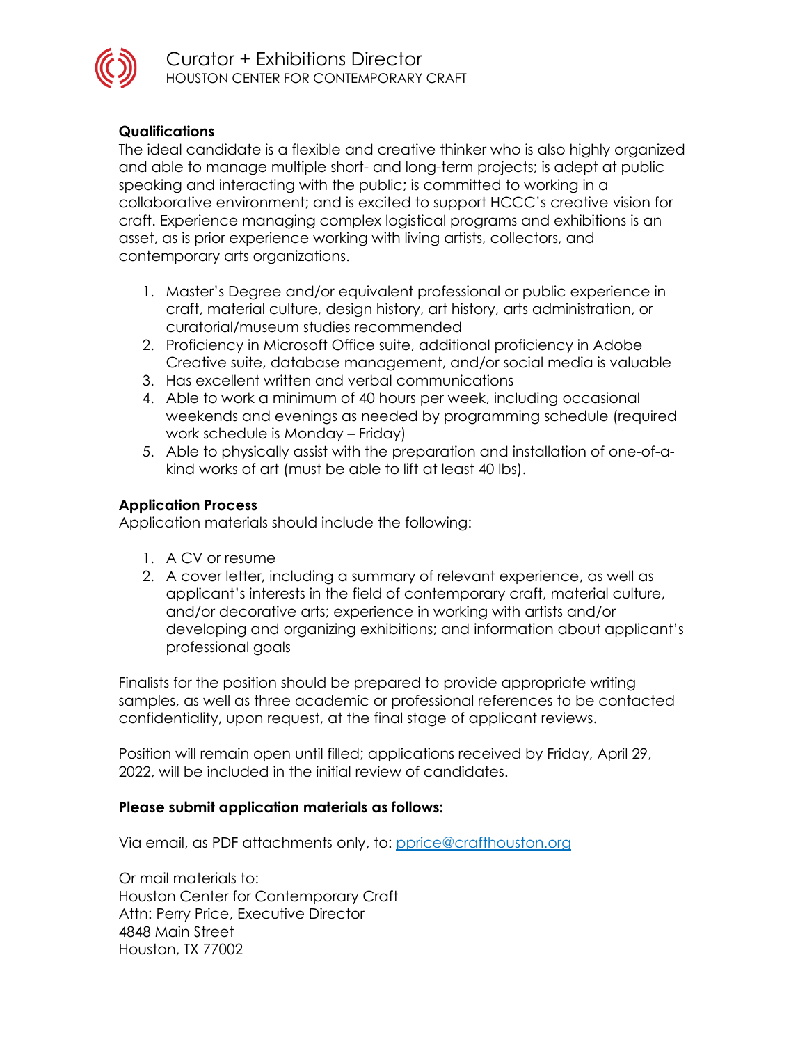## Qualifications

The ideal candidate is a flexible and creative thinker who is also highly organized and able to manage multiple short- and long-term projects; is adept at public speaking and interacting with the public; is committed to working in a collaborative environment; and is excited to support HCCC's creative vision for craft. Experience managing complex logistical programs and exhibitions is an asset, as is prior experience working with living artists, collectors, and contemporary arts organizations.

1. Master's Degree and/or equivalent professional or public experience in craft, material culture, design history, art history, arts administration, or curatorial/museum studies recommended
2. Proficiency in Microsoft Office suite, additional proficiency in Adobe Creative suite, database management, and/or social media is valuable
3. Has excellent written and verbal communications
4. Able to work a minimum of 40 hours per week, including occasional weekends and evenings as needed by programming schedule (required work schedule is Monday – Friday)
5. Able to physically assist with the preparation and installation of one-of-a-kind works of art (must be able to lift at least 40 lbs).

## Application Process

Application materials should include the following:

1. A CV or resume
2. A cover letter, including a summary of relevant experience, as well as applicant's interests in the field of contemporary craft, material culture, and/or decorative arts; experience in working with artists and/or developing and organizing exhibitions; and information about applicant's professional goals

Finalists for the position should be prepared to provide appropriate writing samples, as well as three academic or professional references to be contacted confidentiality, upon request, at the final stage of applicant reviews.

Position will remain open until filled; applications received by Friday, April 29, 2022, will be included in the initial review of candidates.

**Please submit application materials as follows:**

Via email, as PDF attachments only, to: pprice@crafthouston.org

Or mail materials to:
Houston Center for Contemporary Craft
Attn: Perry Price, Executive Director
4848 Main Street
Houston, TX 77002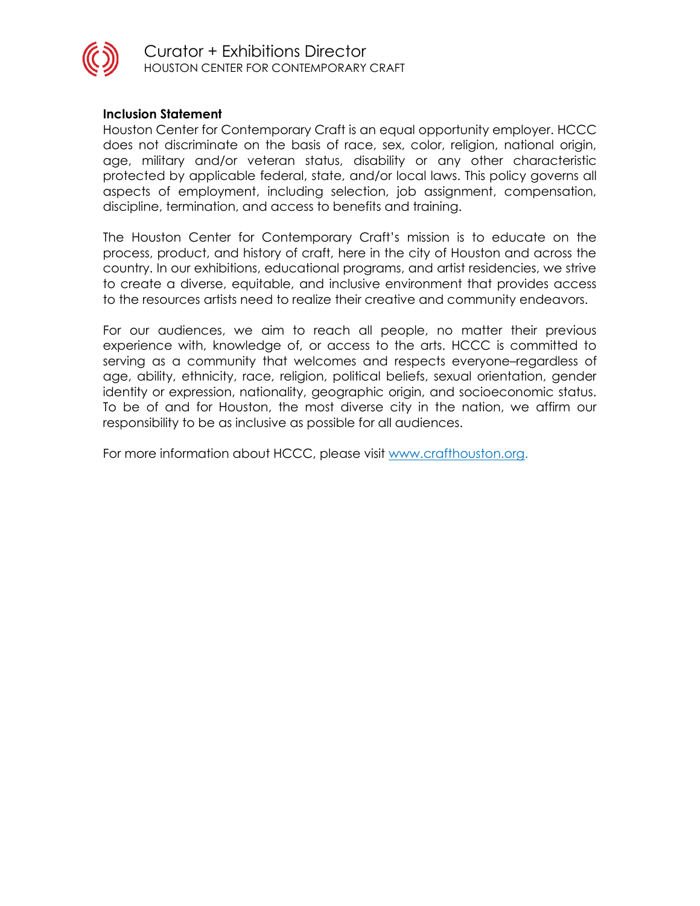**Inclusion Statement**

Houston Center for Contemporary Craft is an equal opportunity employer. HCCC does not discriminate on the basis of race, sex, color, religion, national origin, age, military and/or veteran status, disability or any other characteristic protected by applicable federal, state, and/or local laws. This policy governs all aspects of employment, including selection, job assignment, compensation, discipline, termination, and access to benefits and training.

The Houston Center for Contemporary Craft's mission is to educate on the process, product, and history of craft, here in the city of Houston and across the country. In our exhibitions, educational programs, and artist residencies, we strive to create a diverse, equitable, and inclusive environment that provides access to the resources artists need to realize their creative and community endeavors.

For our audiences, we aim to reach all people, no matter their previous experience with, knowledge of, or access to the arts. HCCC is committed to serving as a community that welcomes and respects everyone–regardless of age, ability, ethnicity, race, religion, political beliefs, sexual orientation, gender identity or expression, nationality, geographic origin, and socioeconomic status. To be of and for Houston, the most diverse city in the nation, we affirm our responsibility to be as inclusive as possible for all audiences.

For more information about HCCC, please visit www.crafthouston.org.